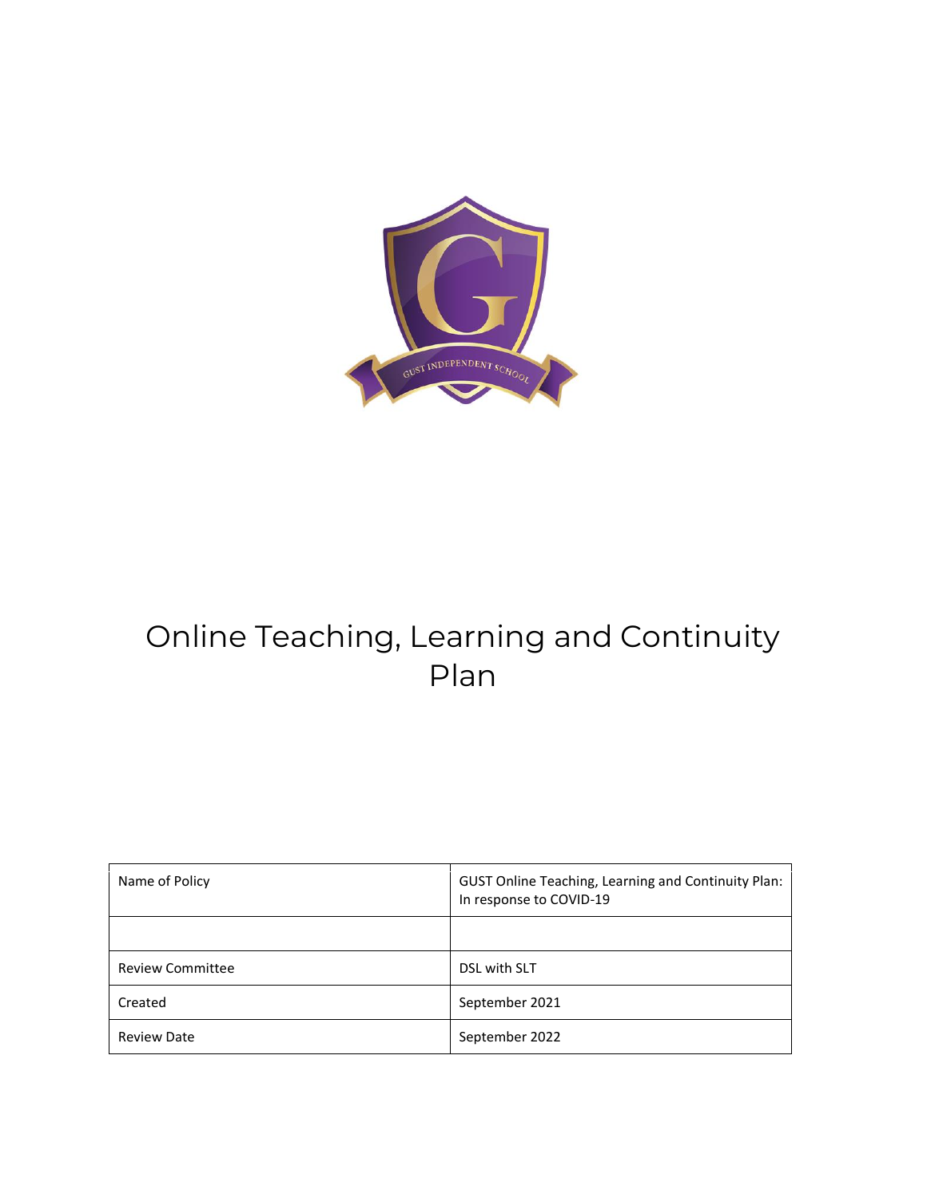# Online Teaching, Learning and Continuity Plan

| Name of Policy | GUST Online Teaching, Learning and Continuity Plan: In response to COVID-19 |
|---|---|
| | |
| Review Committee | DSL with SLT |
| Created | September 2021 |
| Review Date | September 2022 |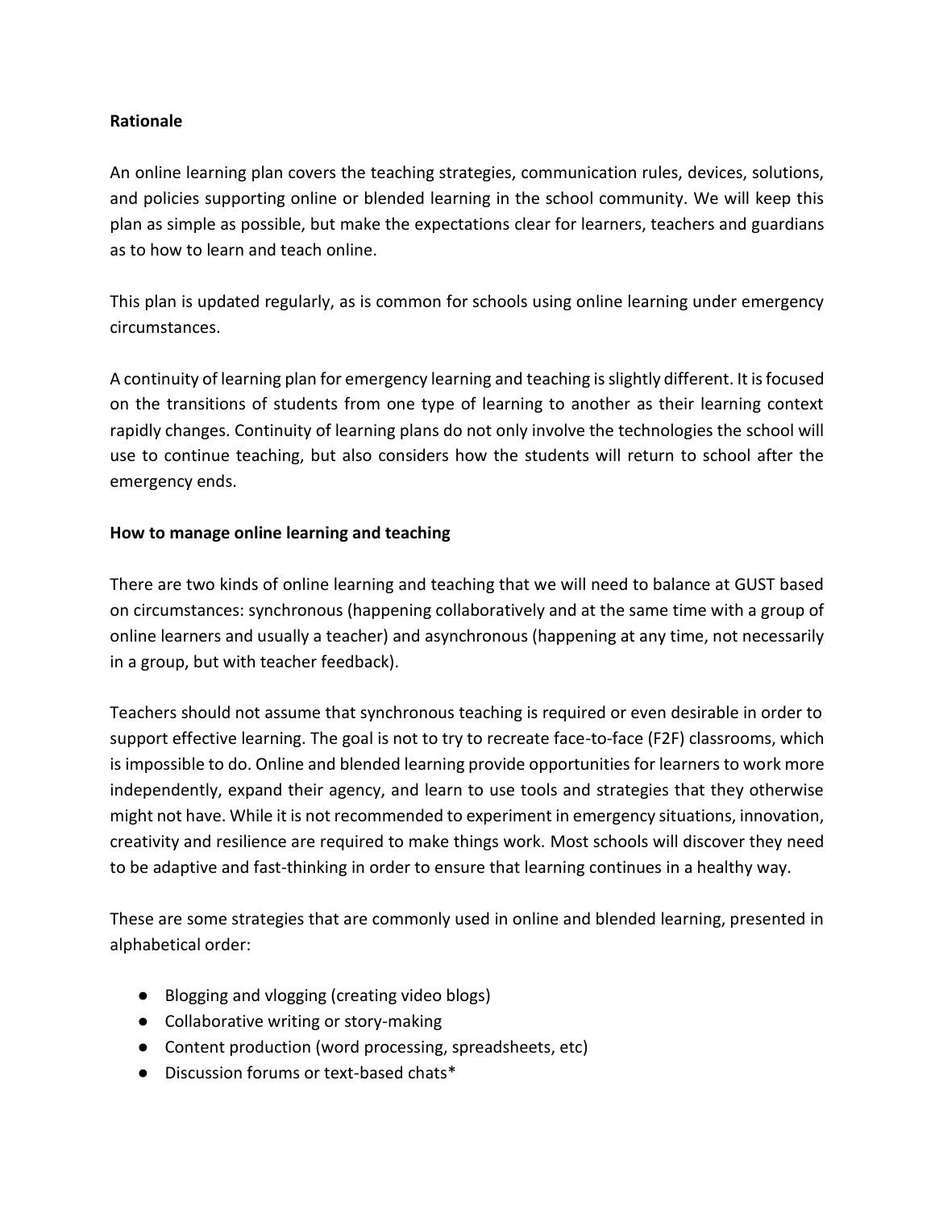**Rationale**

An online learning plan covers the teaching strategies, communication rules, devices, solutions, and policies supporting online or blended learning in the school community. We will keep this plan as simple as possible, but make the expectations clear for learners, teachers and guardians as to how to learn and teach online.

This plan is updated regularly, as is common for schools using online learning under emergency circumstances.

A continuity of learning plan for emergency learning and teaching is slightly different. It is focused on the transitions of students from one type of learning to another as their learning context rapidly changes. Continuity of learning plans do not only involve the technologies the school will use to continue teaching, but also considers how the students will return to school after the emergency ends.

**How to manage online learning and teaching**

There are two kinds of online learning and teaching that we will need to balance at GUST based on circumstances: synchronous (happening collaboratively and at the same time with a group of online learners and usually a teacher) and asynchronous (happening at any time, not necessarily in a group, but with teacher feedback).

Teachers should not assume that synchronous teaching is required or even desirable in order to support effective learning. The goal is not to try to recreate face-to-face (F2F) classrooms, which is impossible to do. Online and blended learning provide opportunities for learners to work more independently, expand their agency, and learn to use tools and strategies that they otherwise might not have. While it is not recommended to experiment in emergency situations, innovation, creativity and resilience are required to make things work. Most schools will discover they need to be adaptive and fast-thinking in order to ensure that learning continues in a healthy way.

These are some strategies that are commonly used in online and blended learning, presented in alphabetical order:

- Blogging and vlogging (creating video blogs)
- Collaborative writing or story-making
- Content production (word processing, spreadsheets, etc)
- Discussion forums or text-based chats*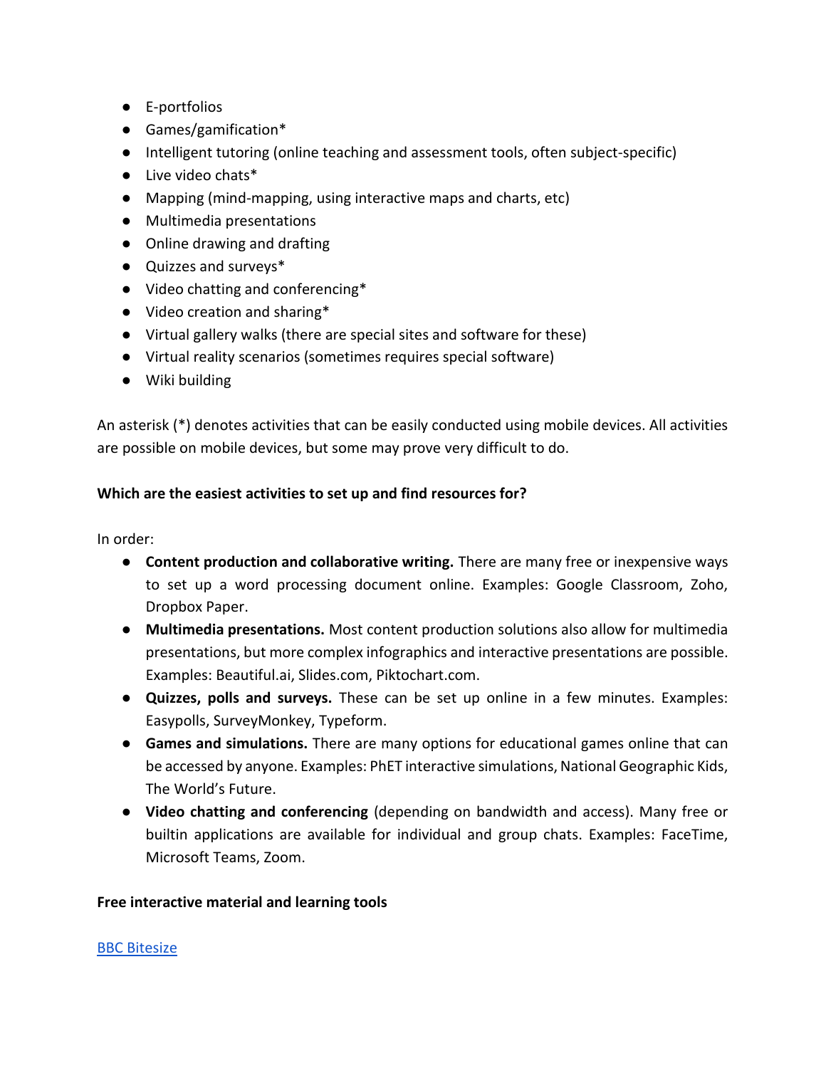- E-portfolios
- Games/gamification*
- Intelligent tutoring (online teaching and assessment tools, often subject-specific)
- Live video chats*
- Mapping (mind-mapping, using interactive maps and charts, etc)
- Multimedia presentations
- Online drawing and drafting
- Quizzes and surveys*
- Video chatting and conferencing*
- Video creation and sharing*
- Virtual gallery walks (there are special sites and software for these)
- Virtual reality scenarios (sometimes requires special software)
- Wiki building

An asterisk (*) denotes activities that can be easily conducted using mobile devices. All activities are possible on mobile devices, but some may prove very difficult to do.

**Which are the easiest activities to set up and find resources for?**

In order:

- **Content production and collaborative writing.** There are many free or inexpensive ways to set up a word processing document online. Examples: Google Classroom, Zoho, Dropbox Paper.
- **Multimedia presentations.** Most content production solutions also allow for multimedia presentations, but more complex infographics and interactive presentations are possible. Examples: Beautiful.ai, Slides.com, Piktochart.com.
- **Quizzes, polls and surveys.** These can be set up online in a few minutes. Examples: Easypolls, SurveyMonkey, Typeform.
- **Games and simulations.** There are many options for educational games online that can be accessed by anyone. Examples: PhET interactive simulations, National Geographic Kids, The World's Future.
- **Video chatting and conferencing** (depending on bandwidth and access). Many free or builtin applications are available for individual and group chats. Examples: FaceTime, Microsoft Teams, Zoom.

**Free interactive material and learning tools**

BBC Bitesize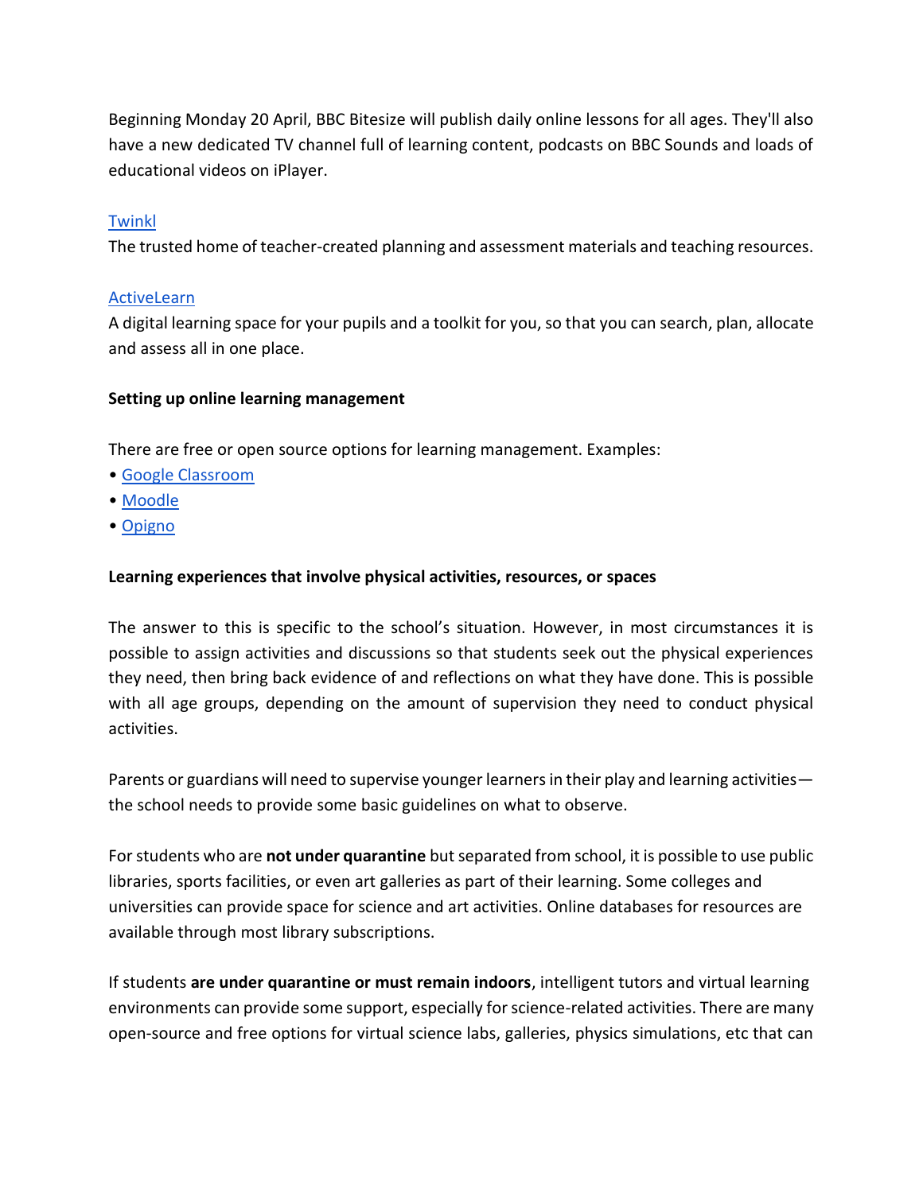Beginning Monday 20 April, BBC Bitesize will publish daily online lessons for all ages. They'll also have a new dedicated TV channel full of learning content, podcasts on BBC Sounds and loads of educational videos on iPlayer.

[Twinkl]()
The trusted home of teacher-created planning and assessment materials and teaching resources.

[ActiveLearn]()
A digital learning space for your pupils and a toolkit for you, so that you can search, plan, allocate and assess all in one place.

**Setting up online learning management**

There are free or open source options for learning management. Examples:

- [Google Classroom]()
- [Moodle]()
- [Opigno]()

**Learning experiences that involve physical activities, resources, or spaces**

The answer to this is specific to the school's situation. However, in most circumstances it is possible to assign activities and discussions so that students seek out the physical experiences they need, then bring back evidence of and reflections on what they have done. This is possible with all age groups, depending on the amount of supervision they need to conduct physical activities.

Parents or guardians will need to supervise younger learners in their play and learning activities—the school needs to provide some basic guidelines on what to observe.

For students who are **not under quarantine** but separated from school, it is possible to use public libraries, sports facilities, or even art galleries as part of their learning. Some colleges and universities can provide space for science and art activities. Online databases for resources are available through most library subscriptions.

If students **are under quarantine or must remain indoors**, intelligent tutors and virtual learning environments can provide some support, especially for science-related activities. There are many open-source and free options for virtual science labs, galleries, physics simulations, etc that can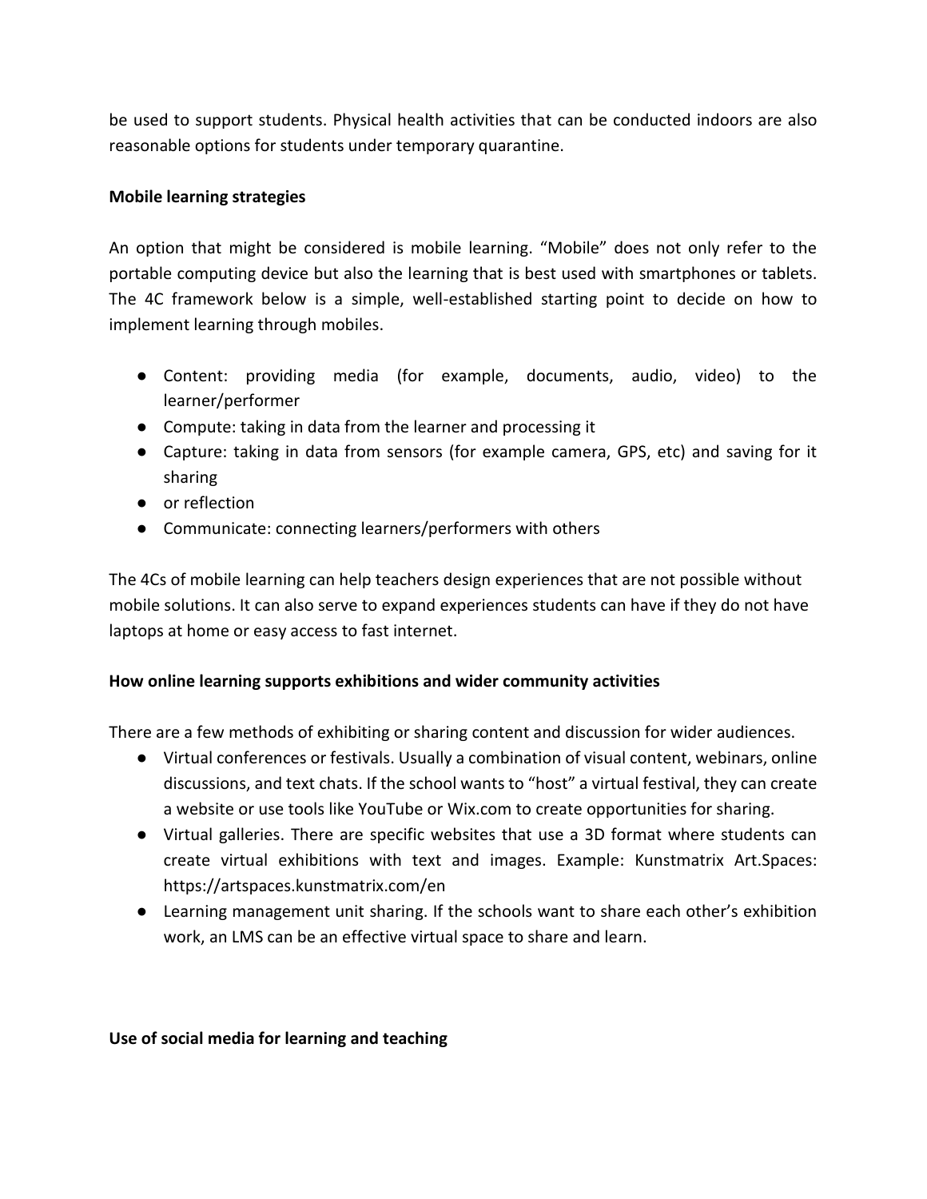be used to support students. Physical health activities that can be conducted indoors are also reasonable options for students under temporary quarantine.

**Mobile learning strategies**

An option that might be considered is mobile learning. "Mobile" does not only refer to the portable computing device but also the learning that is best used with smartphones or tablets. The 4C framework below is a simple, well-established starting point to decide on how to implement learning through mobiles.

- Content: providing media (for example, documents, audio, video) to the learner/performer
- Compute: taking in data from the learner and processing it
- Capture: taking in data from sensors (for example camera, GPS, etc) and saving for it sharing
- or reflection
- Communicate: connecting learners/performers with others

The 4Cs of mobile learning can help teachers design experiences that are not possible without mobile solutions. It can also serve to expand experiences students can have if they do not have laptops at home or easy access to fast internet.

**How online learning supports exhibitions and wider community activities**

There are a few methods of exhibiting or sharing content and discussion for wider audiences.

- Virtual conferences or festivals. Usually a combination of visual content, webinars, online discussions, and text chats. If the school wants to "host" a virtual festival, they can create a website or use tools like YouTube or Wix.com to create opportunities for sharing.
- Virtual galleries. There are specific websites that use a 3D format where students can create virtual exhibitions with text and images. Example: Kunstmatrix Art.Spaces: https://artspaces.kunstmatrix.com/en
- Learning management unit sharing. If the schools want to share each other's exhibition work, an LMS can be an effective virtual space to share and learn.

**Use of social media for learning and teaching**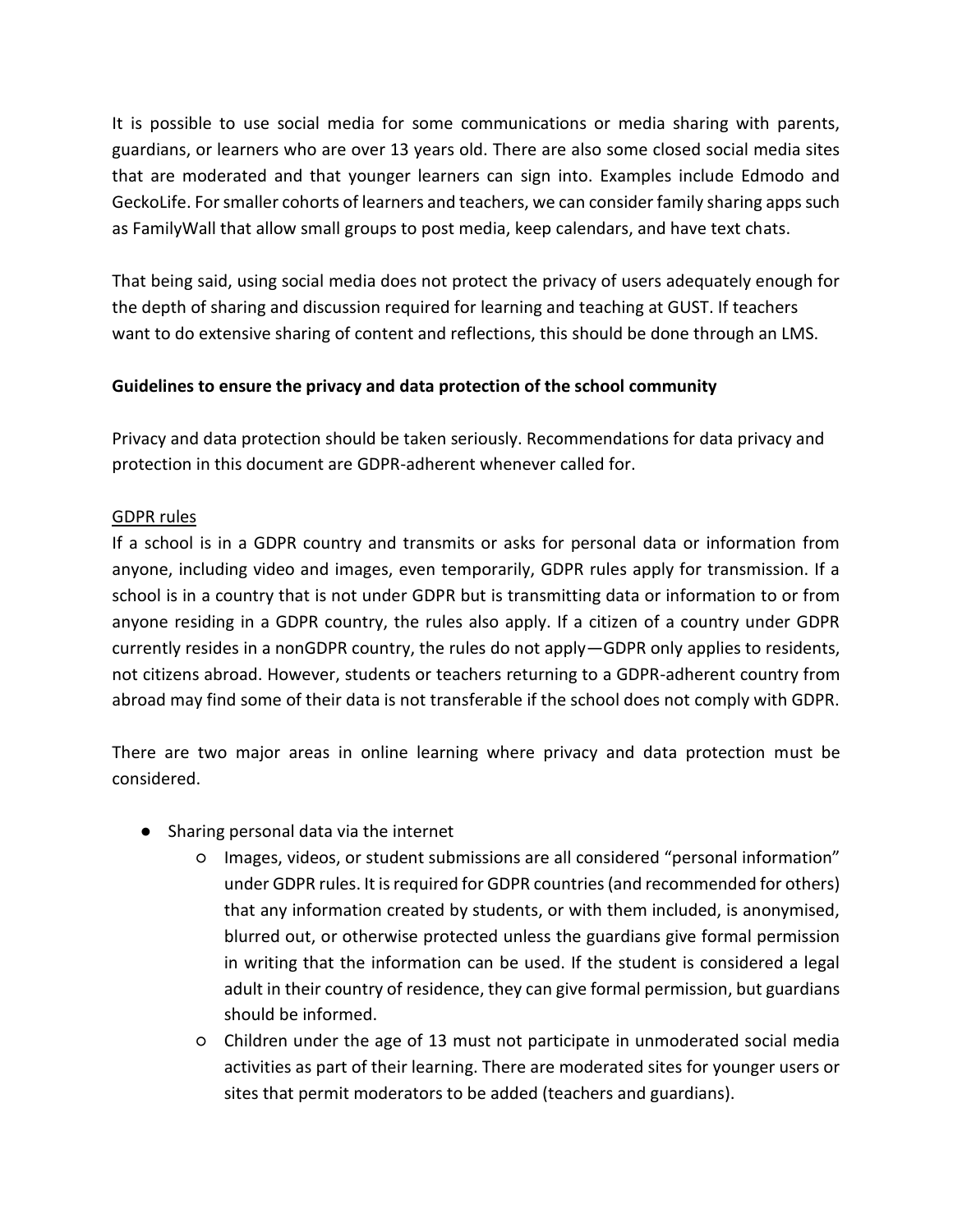It is possible to use social media for some communications or media sharing with parents, guardians, or learners who are over 13 years old. There are also some closed social media sites that are moderated and that younger learners can sign into. Examples include Edmodo and GeckoLife. For smaller cohorts of learners and teachers, we can consider family sharing apps such as FamilyWall that allow small groups to post media, keep calendars, and have text chats.

That being said, using social media does not protect the privacy of users adequately enough for the depth of sharing and discussion required for learning and teaching at GUST. If teachers want to do extensive sharing of content and reflections, this should be done through an LMS.

**Guidelines to ensure the privacy and data protection of the school community**

Privacy and data protection should be taken seriously. Recommendations for data privacy and protection in this document are GDPR-adherent whenever called for.

<u>GDPR rules</u>

If a school is in a GDPR country and transmits or asks for personal data or information from anyone, including video and images, even temporarily, GDPR rules apply for transmission. If a school is in a country that is not under GDPR but is transmitting data or information to or from anyone residing in a GDPR country, the rules also apply. If a citizen of a country under GDPR currently resides in a nonGDPR country, the rules do not apply—GDPR only applies to residents, not citizens abroad. However, students or teachers returning to a GDPR-adherent country from abroad may find some of their data is not transferable if the school does not comply with GDPR.

There are two major areas in online learning where privacy and data protection must be considered.

- Sharing personal data via the internet
  - Images, videos, or student submissions are all considered "personal information" under GDPR rules. It is required for GDPR countries (and recommended for others) that any information created by students, or with them included, is anonymised, blurred out, or otherwise protected unless the guardians give formal permission in writing that the information can be used. If the student is considered a legal adult in their country of residence, they can give formal permission, but guardians should be informed.
  - Children under the age of 13 must not participate in unmoderated social media activities as part of their learning. There are moderated sites for younger users or sites that permit moderators to be added (teachers and guardians).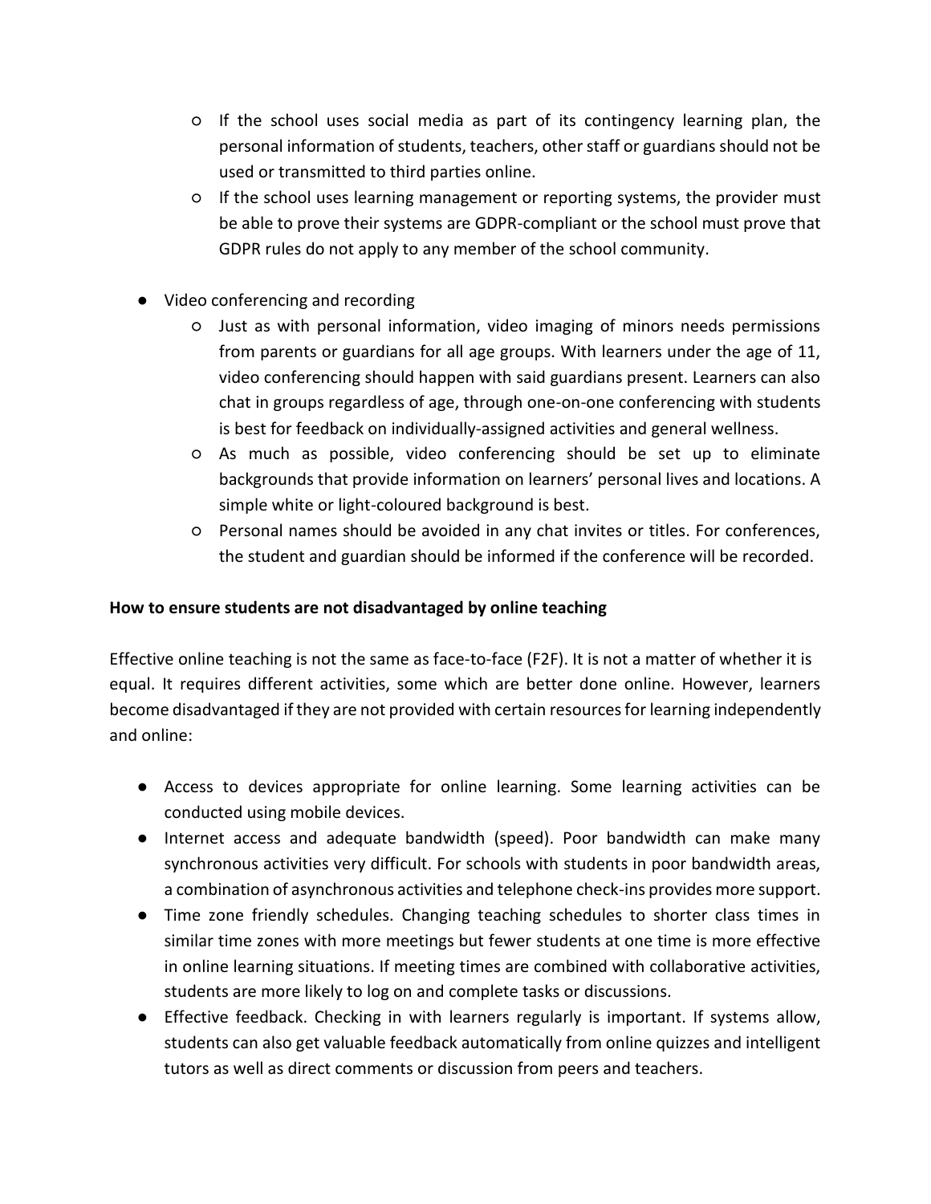- If the school uses social media as part of its contingency learning plan, the personal information of students, teachers, other staff or guardians should not be used or transmitted to third parties online.
    - If the school uses learning management or reporting systems, the provider must be able to prove their systems are GDPR-compliant or the school must prove that GDPR rules do not apply to any member of the school community.

- Video conferencing and recording
    - Just as with personal information, video imaging of minors needs permissions from parents or guardians for all age groups. With learners under the age of 11, video conferencing should happen with said guardians present. Learners can also chat in groups regardless of age, through one-on-one conferencing with students is best for feedback on individually-assigned activities and general wellness.
    - As much as possible, video conferencing should be set up to eliminate backgrounds that provide information on learners' personal lives and locations. A simple white or light-coloured background is best.
    - Personal names should be avoided in any chat invites or titles. For conferences, the student and guardian should be informed if the conference will be recorded.

**How to ensure students are not disadvantaged by online teaching**

Effective online teaching is not the same as face-to-face (F2F). It is not a matter of whether it is equal. It requires different activities, some which are better done online. However, learners become disadvantaged if they are not provided with certain resources for learning independently and online:

- Access to devices appropriate for online learning. Some learning activities can be conducted using mobile devices.
- Internet access and adequate bandwidth (speed). Poor bandwidth can make many synchronous activities very difficult. For schools with students in poor bandwidth areas, a combination of asynchronous activities and telephone check-ins provides more support.
- Time zone friendly schedules. Changing teaching schedules to shorter class times in similar time zones with more meetings but fewer students at one time is more effective in online learning situations. If meeting times are combined with collaborative activities, students are more likely to log on and complete tasks or discussions.
- Effective feedback. Checking in with learners regularly is important. If systems allow, students can also get valuable feedback automatically from online quizzes and intelligent tutors as well as direct comments or discussion from peers and teachers.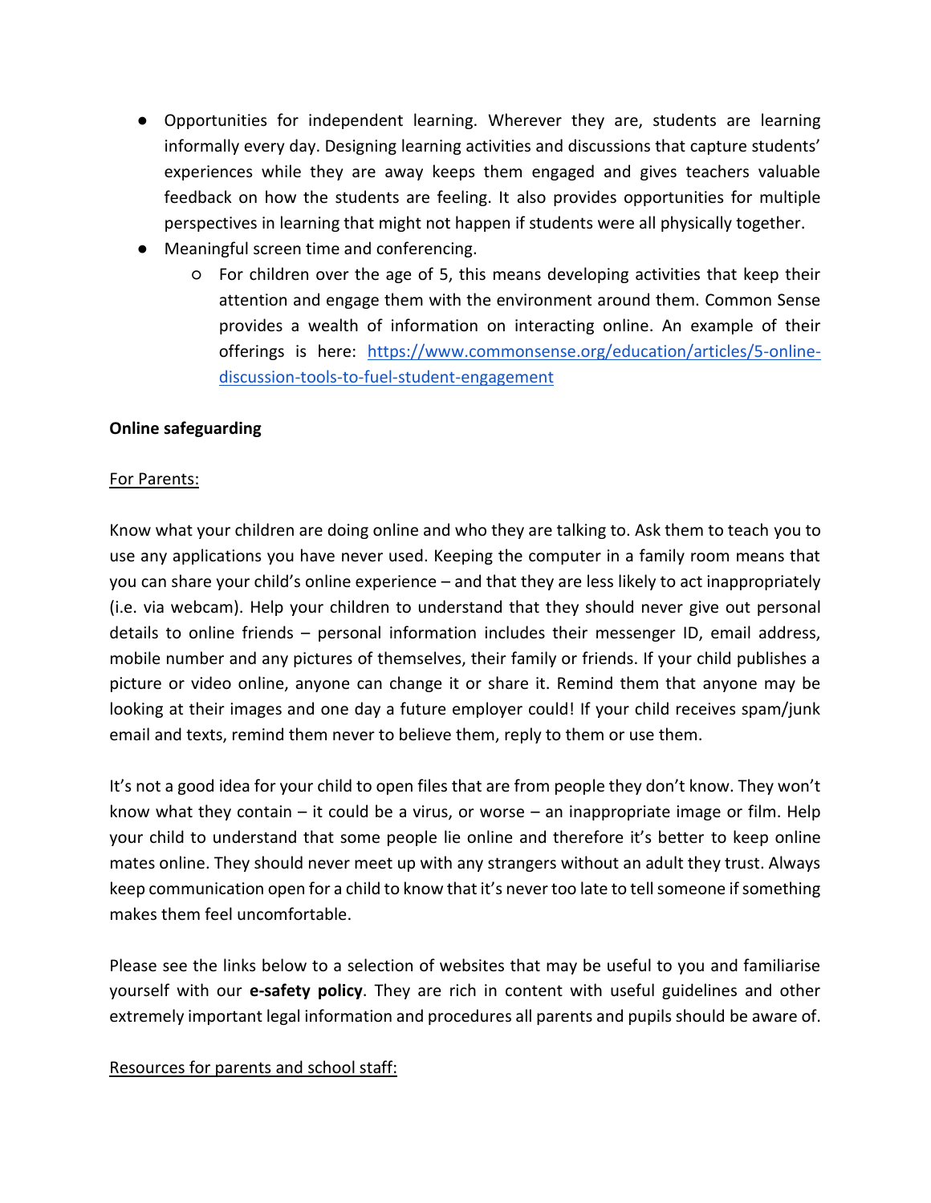- Opportunities for independent learning. Wherever they are, students are learning informally every day. Designing learning activities and discussions that capture students' experiences while they are away keeps them engaged and gives teachers valuable feedback on how the students are feeling. It also provides opportunities for multiple perspectives in learning that might not happen if students were all physically together.
- Meaningful screen time and conferencing.
    - For children over the age of 5, this means developing activities that keep their attention and engage them with the environment around them. Common Sense provides a wealth of information on interacting online. An example of their offerings is here: [https://www.commonsense.org/education/articles/5-online-discussion-tools-to-fuel-student-engagement](https://www.commonsense.org/education/articles/5-online-discussion-tools-to-fuel-student-engagement)

**Online safeguarding**

<u>For Parents:</u>

Know what your children are doing online and who they are talking to. Ask them to teach you to use any applications you have never used. Keeping the computer in a family room means that you can share your child's online experience – and that they are less likely to act inappropriately (i.e. via webcam). Help your children to understand that they should never give out personal details to online friends – personal information includes their messenger ID, email address, mobile number and any pictures of themselves, their family or friends. If your child publishes a picture or video online, anyone can change it or share it. Remind them that anyone may be looking at their images and one day a future employer could! If your child receives spam/junk email and texts, remind them never to believe them, reply to them or use them.

It's not a good idea for your child to open files that are from people they don't know. They won't know what they contain – it could be a virus, or worse – an inappropriate image or film. Help your child to understand that some people lie online and therefore it's better to keep online mates online. They should never meet up with any strangers without an adult they trust. Always keep communication open for a child to know that it's never too late to tell someone if something makes them feel uncomfortable.

Please see the links below to a selection of websites that may be useful to you and familiarise yourself with our **e-safety policy**. They are rich in content with useful guidelines and other extremely important legal information and procedures all parents and pupils should be aware of.

<u>Resources for parents and school staff:</u>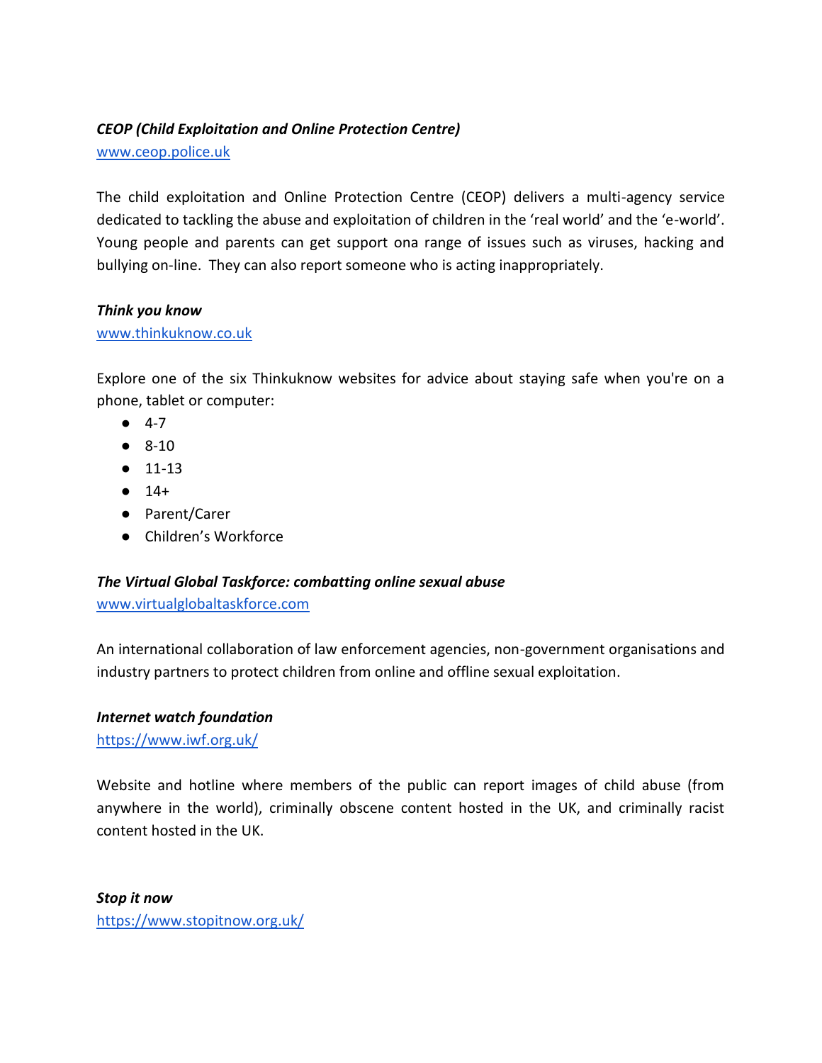***CEOP (Child Exploitation and Online Protection Centre)***
[www.ceop.police.uk](http://www.ceop.police.uk)

The child exploitation and Online Protection Centre (CEOP) delivers a multi-agency service dedicated to tackling the abuse and exploitation of children in the 'real world' and the 'e-world'. Young people and parents can get support ona range of issues such as viruses, hacking and bullying on-line. They can also report someone who is acting inappropriately.

***Think you know***
[www.thinkuknow.co.uk](http://www.thinkuknow.co.uk)

Explore one of the six Thinkuknow websites for advice about staying safe when you're on a phone, tablet or computer:

- 4-7
- 8-10
- 11-13
- 14+
- Parent/Carer
- Children's Workforce

***The Virtual Global Taskforce: combatting online sexual abuse***
[www.virtualglobaltaskforce.com](http://www.virtualglobaltaskforce.com)

An international collaboration of law enforcement agencies, non-government organisations and industry partners to protect children from online and offline sexual exploitation.

***Internet watch foundation***
[https://www.iwf.org.uk/](https://www.iwf.org.uk/)

Website and hotline where members of the public can report images of child abuse (from anywhere in the world), criminally obscene content hosted in the UK, and criminally racist content hosted in the UK.

***Stop it now***
[https://www.stopitnow.org.uk/](https://www.stopitnow.org.uk/)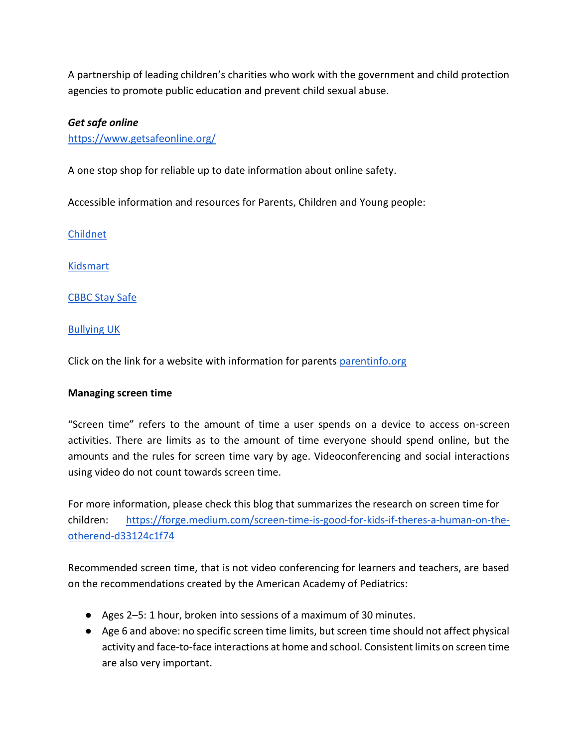A partnership of leading children's charities who work with the government and child protection agencies to promote public education and prevent child sexual abuse.

***Get safe online***
[https://www.getsafeonline.org/](https://www.getsafeonline.org/)

A one stop shop for reliable up to date information about online safety.

Accessible information and resources for Parents, Children and Young people:

Childnet

Kidsmart

CBBC Stay Safe

Bullying UK

Click on the link for a website with information for parents parentinfo.org

**Managing screen time**

"Screen time" refers to the amount of time a user spends on a device to access on-screen activities. There are limits as to the amount of time everyone should spend online, but the amounts and the rules for screen time vary by age. Videoconferencing and social interactions using video do not count towards screen time.

For more information, please check this blog that summarizes the research on screen time for children: [https://forge.medium.com/screen-time-is-good-for-kids-if-theres-a-human-on-the-otherend-d33124c1f74](https://forge.medium.com/screen-time-is-good-for-kids-if-theres-a-human-on-the-otherend-d33124c1f74)

Recommended screen time, that is not video conferencing for learners and teachers, are based on the recommendations created by the American Academy of Pediatrics:

- Ages 2–5: 1 hour, broken into sessions of a maximum of 30 minutes.
- Age 6 and above: no specific screen time limits, but screen time should not affect physical activity and face-to-face interactions at home and school. Consistent limits on screen time are also very important.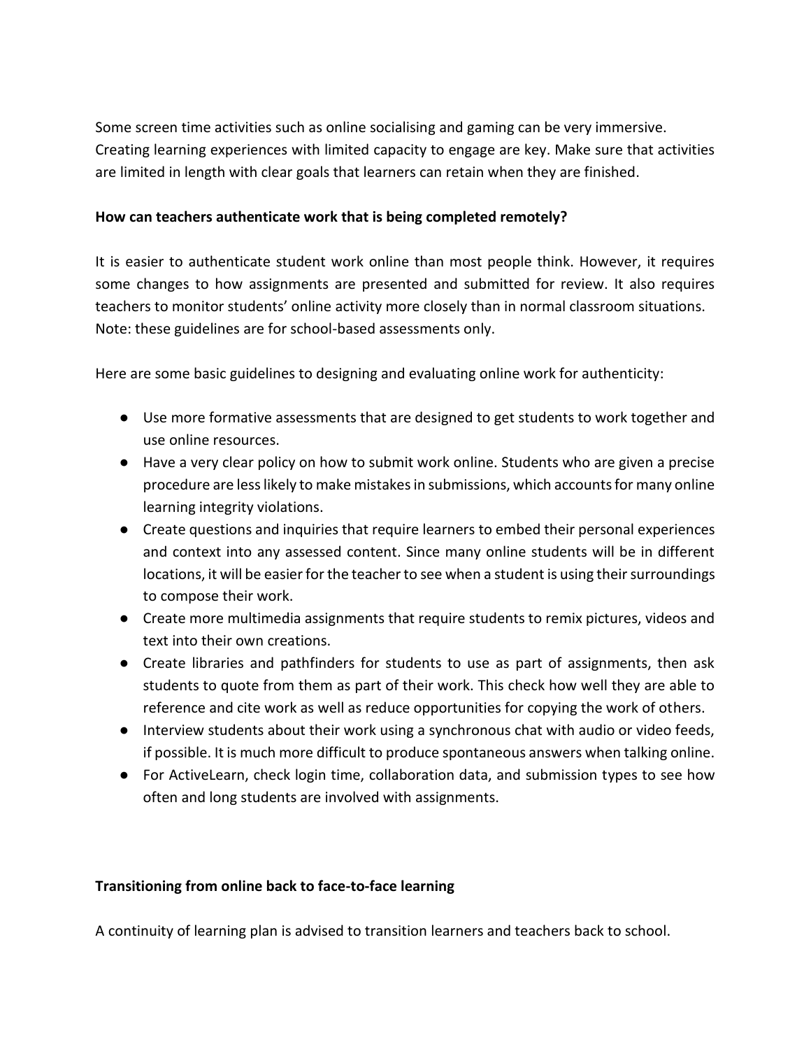Some screen time activities such as online socialising and gaming can be very immersive. Creating learning experiences with limited capacity to engage are key. Make sure that activities are limited in length with clear goals that learners can retain when they are finished.

**How can teachers authenticate work that is being completed remotely?**

It is easier to authenticate student work online than most people think. However, it requires some changes to how assignments are presented and submitted for review. It also requires teachers to monitor students' online activity more closely than in normal classroom situations. Note: these guidelines are for school-based assessments only.

Here are some basic guidelines to designing and evaluating online work for authenticity:

- Use more formative assessments that are designed to get students to work together and use online resources.
- Have a very clear policy on how to submit work online. Students who are given a precise procedure are less likely to make mistakes in submissions, which accounts for many online learning integrity violations.
- Create questions and inquiries that require learners to embed their personal experiences and context into any assessed content. Since many online students will be in different locations, it will be easier for the teacher to see when a student is using their surroundings to compose their work.
- Create more multimedia assignments that require students to remix pictures, videos and text into their own creations.
- Create libraries and pathfinders for students to use as part of assignments, then ask students to quote from them as part of their work. This check how well they are able to reference and cite work as well as reduce opportunities for copying the work of others.
- Interview students about their work using a synchronous chat with audio or video feeds, if possible. It is much more difficult to produce spontaneous answers when talking online.
- For ActiveLearn, check login time, collaboration data, and submission types to see how often and long students are involved with assignments.

**Transitioning from online back to face-to-face learning**

A continuity of learning plan is advised to transition learners and teachers back to school.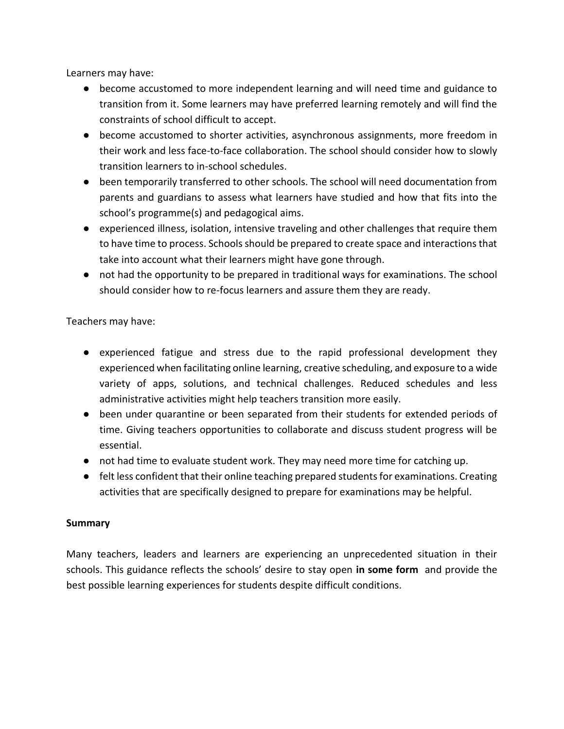Learners may have:

- become accustomed to more independent learning and will need time and guidance to transition from it. Some learners may have preferred learning remotely and will find the constraints of school difficult to accept.
- become accustomed to shorter activities, asynchronous assignments, more freedom in their work and less face-to-face collaboration. The school should consider how to slowly transition learners to in-school schedules.
- been temporarily transferred to other schools. The school will need documentation from parents and guardians to assess what learners have studied and how that fits into the school's programme(s) and pedagogical aims.
- experienced illness, isolation, intensive traveling and other challenges that require them to have time to process. Schools should be prepared to create space and interactions that take into account what their learners might have gone through.
- not had the opportunity to be prepared in traditional ways for examinations. The school should consider how to re-focus learners and assure them they are ready.

Teachers may have:

- experienced fatigue and stress due to the rapid professional development they experienced when facilitating online learning, creative scheduling, and exposure to a wide variety of apps, solutions, and technical challenges. Reduced schedules and less administrative activities might help teachers transition more easily.
- been under quarantine or been separated from their students for extended periods of time. Giving teachers opportunities to collaborate and discuss student progress will be essential.
- not had time to evaluate student work. They may need more time for catching up.
- felt less confident that their online teaching prepared students for examinations. Creating activities that are specifically designed to prepare for examinations may be helpful.

**Summary**

Many teachers, leaders and learners are experiencing an unprecedented situation in their schools. This guidance reflects the schools' desire to stay open **in some form** and provide the best possible learning experiences for students despite difficult conditions.